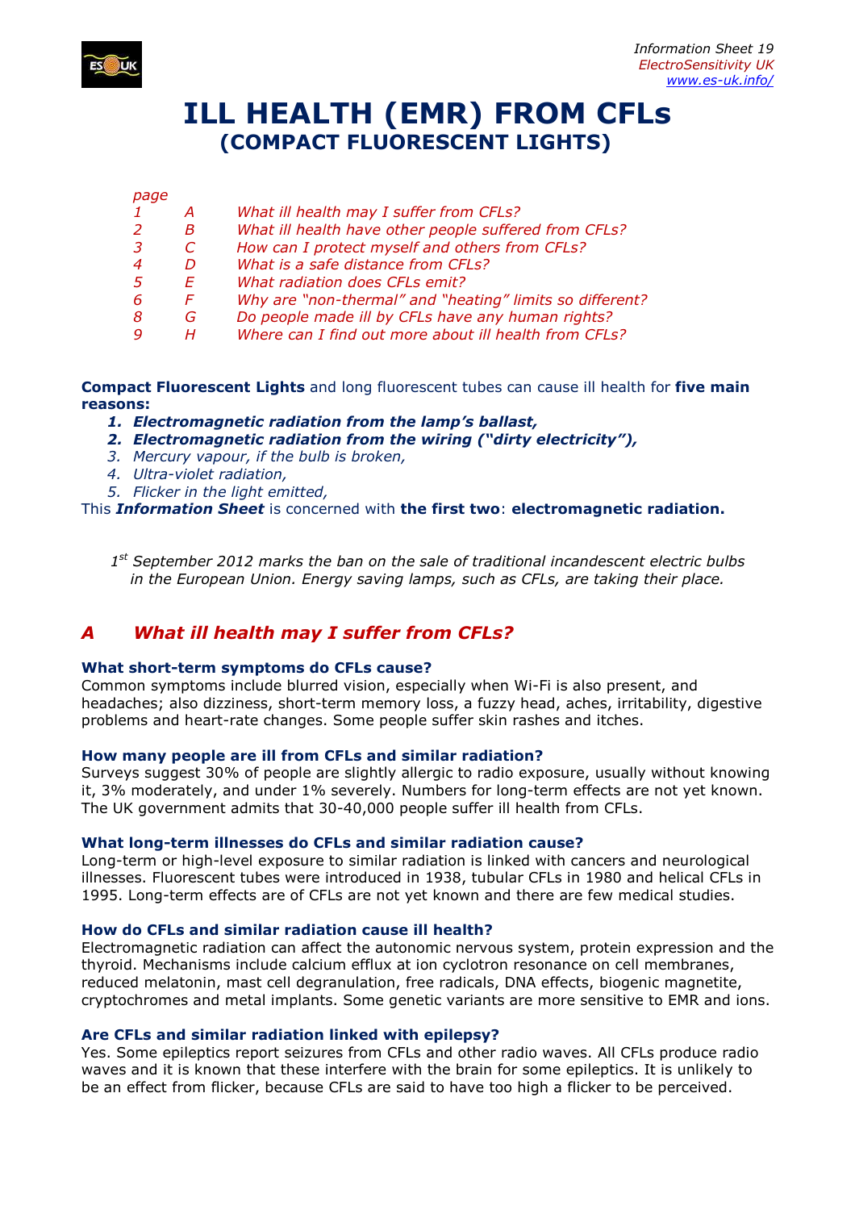Information Sheet 19
ElectroSensitivity UK
www.es-uk.info/

# ILL HEALTH (EMR) FROM CFLs
## (COMPACT FLUORESCENT LIGHTS)

| page | | |
|---|---|---|
| 1 | A | What ill health may I suffer from CFLs? |
| 2 | B | What ill health have other people suffered from CFLs? |
| 3 | C | How can I protect myself and others from CFLs? |
| 4 | D | What is a safe distance from CFLs? |
| 5 | E | What radiation does CFLs emit? |
| 6 | F | Why are "non-thermal" and "heating" limits so different? |
| 8 | G | Do people made ill by CFLs have any human rights? |
| 9 | H | Where can I find out more about ill health from CFLs? |

**Compact Fluorescent Lights** and long fluorescent tubes can cause ill health for **five main reasons:**

1. ***Electromagnetic radiation from the lamp's ballast,***
2. ***Electromagnetic radiation from the wiring ("dirty electricity"),***
3. *Mercury vapour, if the bulb is broken,*
4. *Ultra-violet radiation,*
5. *Flicker in the light emitted,*

This ***Information Sheet*** is concerned with **the first two**: **electromagnetic radiation.**

*1st September 2012 marks the ban on the sale of traditional incandescent electric bulbs in the European Union. Energy saving lamps, such as CFLs, are taking their place.*

## A What ill health may I suffer from CFLs?

### What short-term symptoms do CFLs cause?

Common symptoms include blurred vision, especially when Wi-Fi is also present, and headaches; also dizziness, short-term memory loss, a fuzzy head, aches, irritability, digestive problems and heart-rate changes. Some people suffer skin rashes and itches.

### How many people are ill from CFLs and similar radiation?

Surveys suggest 30% of people are slightly allergic to radio exposure, usually without knowing it, 3% moderately, and under 1% severely. Numbers for long-term effects are not yet known. The UK government admits that 30-40,000 people suffer ill health from CFLs.

### What long-term illnesses do CFLs and similar radiation cause?

Long-term or high-level exposure to similar radiation is linked with cancers and neurological illnesses. Fluorescent tubes were introduced in 1938, tubular CFLs in 1980 and helical CFLs in 1995. Long-term effects are of CFLs are not yet known and there are few medical studies.

### How do CFLs and similar radiation cause ill health?

Electromagnetic radiation can affect the autonomic nervous system, protein expression and the thyroid. Mechanisms include calcium efflux at ion cyclotron resonance on cell membranes, reduced melatonin, mast cell degranulation, free radicals, DNA effects, biogenic magnetite, cryptochromes and metal implants. Some genetic variants are more sensitive to EMR and ions.

### Are CFLs and similar radiation linked with epilepsy?

Yes. Some epileptics report seizures from CFLs and other radio waves. All CFLs produce radio waves and it is known that these interfere with the brain for some epileptics. It is unlikely to be an effect from flicker, because CFLs are said to have too high a flicker to be perceived.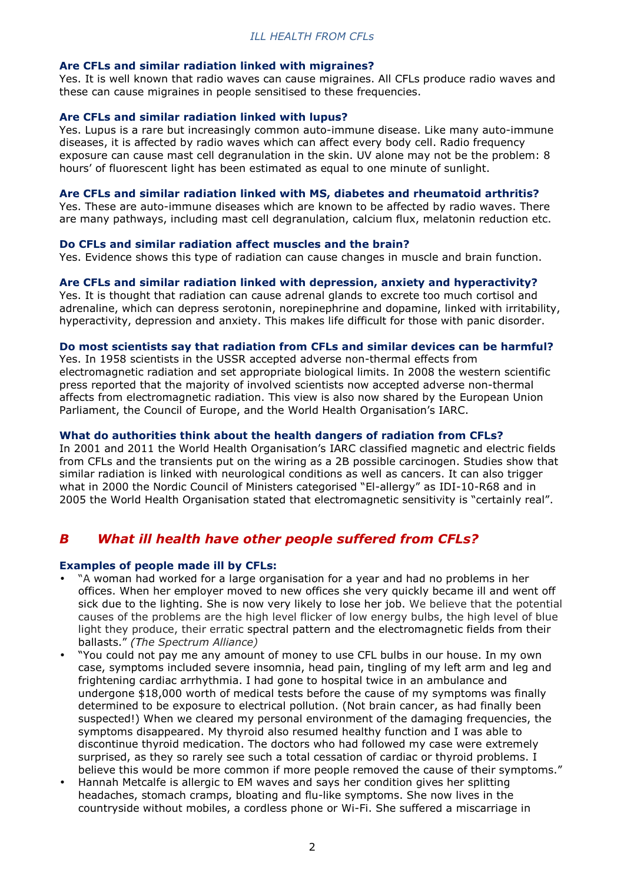### Are CFLs and similar radiation linked with migraines?

Yes. It is well known that radio waves can cause migraines. All CFLs produce radio waves and these can cause migraines in people sensitised to these frequencies.

### Are CFLs and similar radiation linked with lupus?

Yes. Lupus is a rare but increasingly common auto-immune disease. Like many auto-immune diseases, it is affected by radio waves which can affect every body cell. Radio frequency exposure can cause mast cell degranulation in the skin. UV alone may not be the problem: 8 hours' of fluorescent light has been estimated as equal to one minute of sunlight.

### Are CFLs and similar radiation linked with MS, diabetes and rheumatoid arthritis?

Yes. These are auto-immune diseases which are known to be affected by radio waves. There are many pathways, including mast cell degranulation, calcium flux, melatonin reduction etc.

### Do CFLs and similar radiation affect muscles and the brain?

Yes. Evidence shows this type of radiation can cause changes in muscle and brain function.

### Are CFLs and similar radiation linked with depression, anxiety and hyperactivity?

Yes. It is thought that radiation can cause adrenal glands to excrete too much cortisol and adrenaline, which can depress serotonin, norepinephrine and dopamine, linked with irritability, hyperactivity, depression and anxiety. This makes life difficult for those with panic disorder.

### Do most scientists say that radiation from CFLs and similar devices can be harmful?

Yes. In 1958 scientists in the USSR accepted adverse non-thermal effects from electromagnetic radiation and set appropriate biological limits. In 2008 the western scientific press reported that the majority of involved scientists now accepted adverse non-thermal affects from electromagnetic radiation. This view is also now shared by the European Union Parliament, the Council of Europe, and the World Health Organisation's IARC.

### What do authorities think about the health dangers of radiation from CFLs?

In 2001 and 2011 the World Health Organisation's IARC classified magnetic and electric fields from CFLs and the transients put on the wiring as a 2B possible carcinogen. Studies show that similar radiation is linked with neurological conditions as well as cancers. It can also trigger what in 2000 the Nordic Council of Ministers categorised "El-allergy" as IDI-10-R68 and in 2005 the World Health Organisation stated that electromagnetic sensitivity is "certainly real".

## *B What ill health have other people suffered from CFLs?*

### Examples of people made ill by CFLs:

- "A woman had worked for a large organisation for a year and had no problems in her offices. When her employer moved to new offices she very quickly became ill and went off sick due to the lighting. She is now very likely to lose her job. We believe that the potential causes of the problems are the high level flicker of low energy bulbs, the high level of blue light they produce, their erratic spectral pattern and the electromagnetic fields from their ballasts." *(The Spectrum Alliance)*
- "You could not pay me any amount of money to use CFL bulbs in our house. In my own case, symptoms included severe insomnia, head pain, tingling of my left arm and leg and frightening cardiac arrhythmia. I had gone to hospital twice in an ambulance and undergone $18,000 worth of medical tests before the cause of my symptoms was finally determined to be exposure to electrical pollution. (Not brain cancer, as had finally been suspected!) When we cleared my personal environment of the damaging frequencies, the symptoms disappeared. My thyroid also resumed healthy function and I was able to discontinue thyroid medication. The doctors who had followed my case were extremely surprised, as they so rarely see such a total cessation of cardiac or thyroid problems. I believe this would be more common if more people removed the cause of their symptoms."
- Hannah Metcalfe is allergic to EM waves and says her condition gives her splitting headaches, stomach cramps, bloating and flu-like symptoms. She now lives in the countryside without mobiles, a cordless phone or Wi-Fi. She suffered a miscarriage in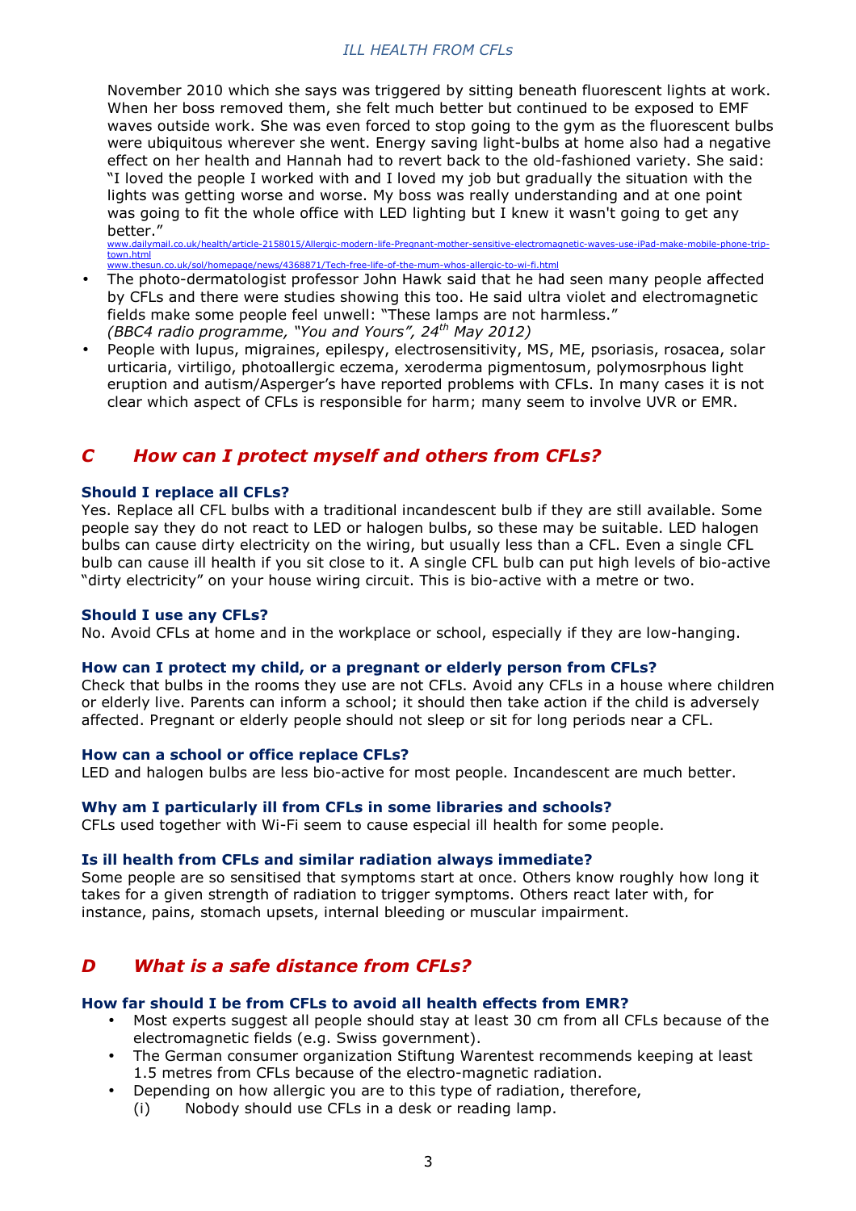November 2010 which she says was triggered by sitting beneath fluorescent lights at work. When her boss removed them, she felt much better but continued to be exposed to EMF waves outside work. She was even forced to stop going to the gym as the fluorescent bulbs were ubiquitous wherever she went. Energy saving light-bulbs at home also had a negative effect on her health and Hannah had to revert back to the old-fashioned variety. She said: "I loved the people I worked with and I loved my job but gradually the situation with the lights was getting worse and worse. My boss was really understanding and at one point was going to fit the whole office with LED lighting but I knew it wasn't going to get any better."
www.dailymail.co.uk/health/article-2158015/Allergic-modern-life-Pregnant-mother-sensitive-electromagnetic-waves-use-iPad-make-mobile-phone-trip-town.html
www.thesun.co.uk/sol/homepage/news/4368871/Tech-free-life-of-the-mum-whos-allergic-to-wi-fi.html

- The photo-dermatologist professor John Hawk said that he had seen many people affected by CFLs and there were studies showing this too. He said ultra violet and electromagnetic fields make some people feel unwell: "These lamps are not harmless."
*(BBC4 radio programme, "You and Yours", 24th May 2012)*
- People with lupus, migraines, epilespy, electrosensitivity, MS, ME, psoriasis, rosacea, solar urticaria, virtiligo, photoallergic eczema, xeroderma pigmentosum, polymosrphous light eruption and autism/Asperger's have reported problems with CFLs. In many cases it is not clear which aspect of CFLs is responsible for harm; many seem to involve UVR or EMR.

## C How can I protect myself and others from CFLs?

### Should I replace all CFLs?

Yes. Replace all CFL bulbs with a traditional incandescent bulb if they are still available. Some people say they do not react to LED or halogen bulbs, so these may be suitable. LED halogen bulbs can cause dirty electricity on the wiring, but usually less than a CFL. Even a single CFL bulb can cause ill health if you sit close to it. A single CFL bulb can put high levels of bio-active "dirty electricity" on your house wiring circuit. This is bio-active with a metre or two.

### Should I use any CFLs?

No. Avoid CFLs at home and in the workplace or school, especially if they are low-hanging.

### How can I protect my child, or a pregnant or elderly person from CFLs?

Check that bulbs in the rooms they use are not CFLs. Avoid any CFLs in a house where children or elderly live. Parents can inform a school; it should then take action if the child is adversely affected. Pregnant or elderly people should not sleep or sit for long periods near a CFL.

### How can a school or office replace CFLs?

LED and halogen bulbs are less bio-active for most people. Incandescent are much better.

### Why am I particularly ill from CFLs in some libraries and schools?

CFLs used together with Wi-Fi seem to cause especial ill health for some people.

### Is ill health from CFLs and similar radiation always immediate?

Some people are so sensitised that symptoms start at once. Others know roughly how long it takes for a given strength of radiation to trigger symptoms. Others react later with, for instance, pains, stomach upsets, internal bleeding or muscular impairment.

## D What is a safe distance from CFLs?

### How far should I be from CFLs to avoid all health effects from EMR?

- Most experts suggest all people should stay at least 30 cm from all CFLs because of the electromagnetic fields (e.g. Swiss government).
- The German consumer organization Stiftung Warentest recommends keeping at least 1.5 metres from CFLs because of the electro-magnetic radiation.
- Depending on how allergic you are to this type of radiation, therefore,
  - (i) Nobody should use CFLs in a desk or reading lamp.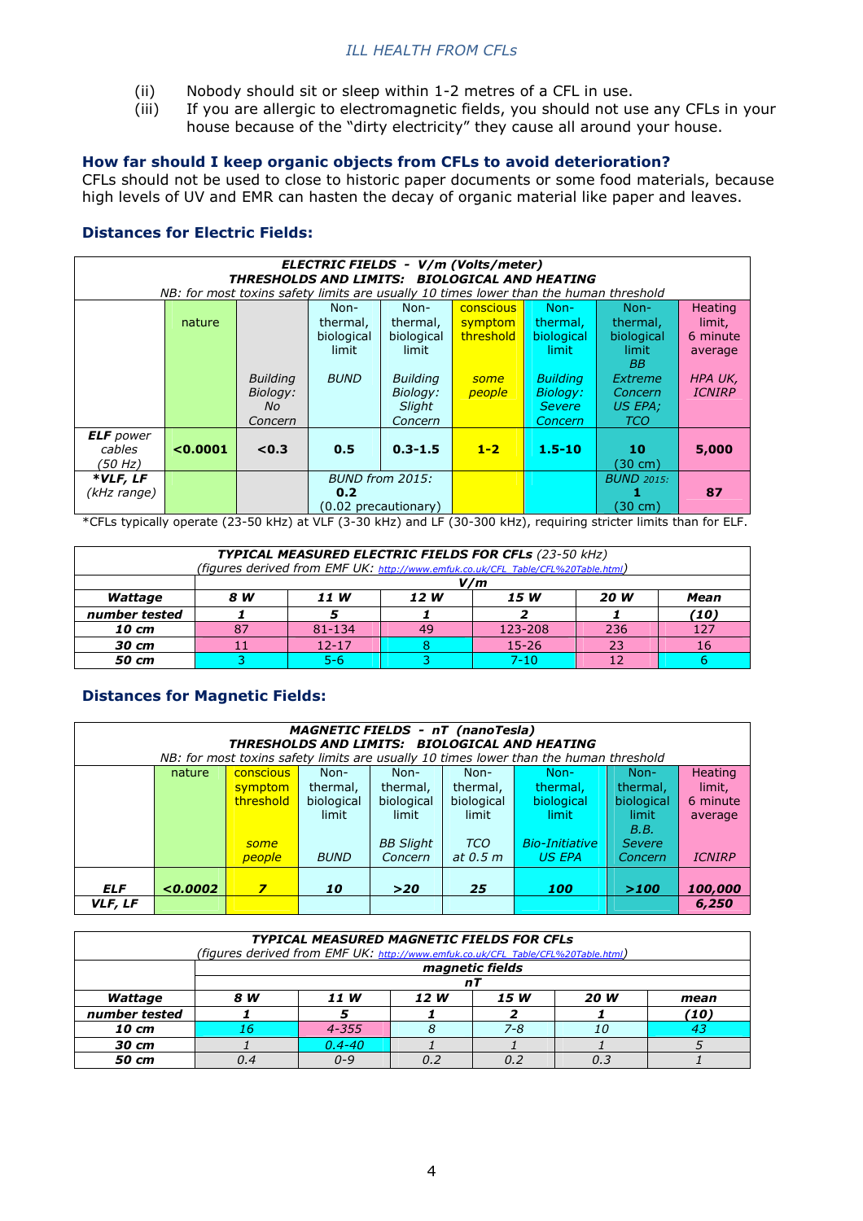(ii) Nobody should sit or sleep within 1-2 metres of a CFL in use.
(iii) If you are allergic to electromagnetic fields, you should not use any CFLs in your house because of the "dirty electricity" they cause all around your house.

### How far should I keep organic objects from CFLs to avoid deterioration?

CFLs should not be used to close to historic paper documents or some food materials, because high levels of UV and EMR can hasten the decay of organic material like paper and leaves.

### Distances for Electric Fields:

| *ELECTRIC FIELDS - V/m (Volts/meter) THRESHOLDS AND LIMITS: BIOLOGICAL AND HEATING NB: for most toxins safety limits are usually 10 times lower than the human threshold* | | | | | | | | |
|---|---|---|---|---|---|---|---|---|
| | nature | *Building Biology: No Concern* | Non-thermal, biological limit *BUND* | Non-thermal, biological limit *Building Biology: Slight Concern* | conscious symptom threshold *some people* | Non-thermal, biological limit *Building Biology: Severe Concern* | Non-thermal, biological limit *BB Extreme Concern US EPA; TCO* | Heating limit, 6 minute average *HPA UK, ICNIRP* |
| ***ELF** power cables (50 Hz)* | **<0.0001** | **<0.3** | **0.5** | **0.3-1.5** | **1-2** | **1.5-10** | **10** (30 cm) | **5,000** |
| ***\*VLF, LF** (kHz range)* | | | *BUND from 2015:* **0.2** (0.02 precautionary) | | | | *BUND 2015:* **1** (30 cm) | **87** |

*CFLs typically operate (23-50 kHz) at VLF (3-30 kHz) and LF (30-300 kHz), requiring stricter limits than for ELF.

| ***TYPICAL MEASURED ELECTRIC FIELDS FOR CFLs** (23-50 kHz) (figures derived from EMF UK: http://www.emfuk.co.uk/CFL_Table/CFL%20Table.html)* | | | | | | |
|---|---|---|---|---|---|---|
| | ***V/m*** | | | | | |
| ***Wattage*** | ***8 W*** | ***11 W*** | ***12 W*** | ***15 W*** | ***20 W*** | ***Mean*** |
| ***number tested*** | ***1*** | ***5*** | ***1*** | ***2*** | ***1*** | ***(10)*** |
| ***10 cm*** | 87 | 81-134 | 49 | 123-208 | 236 | 127 |
| ***30 cm*** | 11 | 12-17 | 8 | 15-26 | 23 | 16 |
| ***50 cm*** | 3 | 5-6 | 3 | 7-10 | 12 | 6 |

### Distances for Magnetic Fields:

| *MAGNETIC FIELDS - nT (nanoTesla) THRESHOLDS AND LIMITS: BIOLOGICAL AND HEATING NB: for most toxins safety limits are usually 10 times lower than the human threshold* | | | | | | | | |
|---|---|---|---|---|---|---|---|---|
| | nature | conscious symptom threshold *some people* | Non-thermal, biological limit *BUND* | Non-thermal, biological limit *BB Slight Concern* | Non-thermal, biological limit *TCO at 0.5 m* | Non-thermal, biological limit *Bio-Initiative US EPA* | Non-thermal, biological limit *B.B. Severe Concern* | Heating limit, 6 minute average *ICNIRP* |
| ***ELF*** | ***<0.0002*** | ***7*** | ***10*** | ***>20*** | ***25*** | ***100*** | ***>100*** | ***100,000*** |
| ***VLF, LF*** | | | | | | | | ***6,250*** |

| ***TYPICAL MEASURED MAGNETIC FIELDS FOR CFLs** (figures derived from EMF UK: http://www.emfuk.co.uk/CFL_Table/CFL%20Table.html)* | | | | | | |
|---|---|---|---|---|---|---|
| | ***magnetic fields nT*** | | | | | |
| ***Wattage*** | ***8 W*** | ***11 W*** | ***12 W*** | ***15 W*** | ***20 W*** | ***mean*** |
| ***number tested*** | ***1*** | ***5*** | ***1*** | ***2*** | ***1*** | ***(10)*** |
| ***10 cm*** | *16* | *4-355* | *8* | *7-8* | *10* | *43* |
| ***30 cm*** | *1* | *0.4-40* | *1* | *1* | *1* | *5* |
| ***50 cm*** | *0.4* | *0-9* | *0.2* | *0.2* | *0.3* | *1* |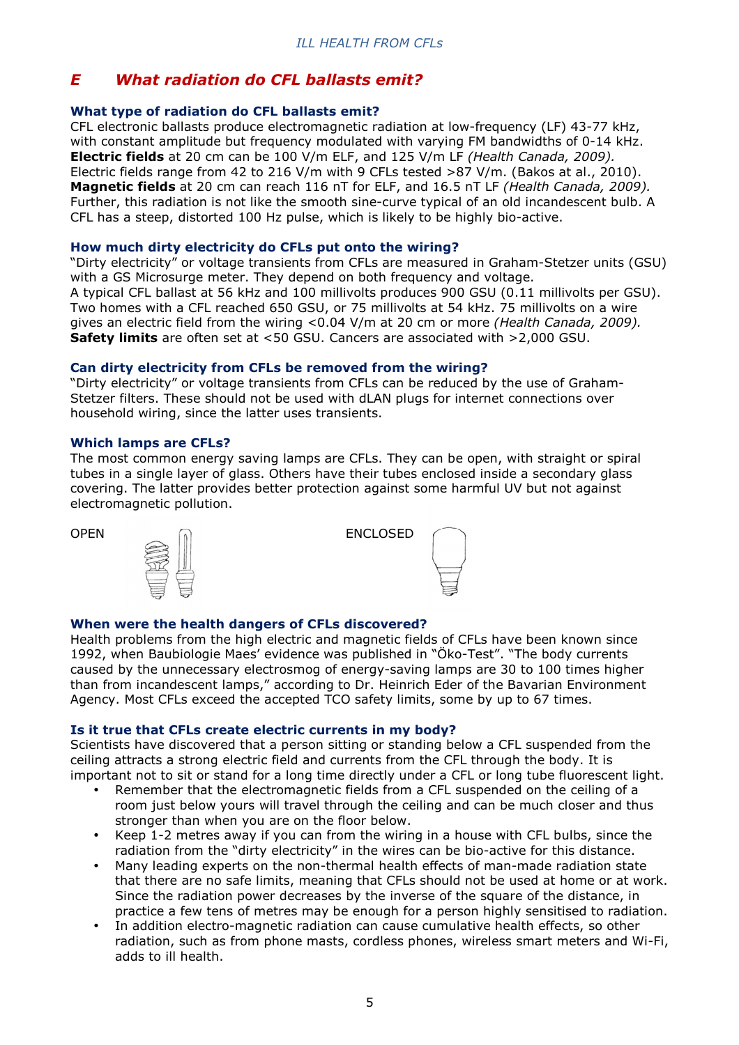## E What radiation do CFL ballasts emit?

### What type of radiation do CFL ballasts emit?

CFL electronic ballasts produce electromagnetic radiation at low-frequency (LF) 43-77 kHz, with constant amplitude but frequency modulated with varying FM bandwidths of 0-14 kHz. **Electric fields** at 20 cm can be 100 V/m ELF, and 125 V/m LF *(Health Canada, 2009).* Electric fields range from 42 to 216 V/m with 9 CFLs tested >87 V/m. (Bakos at al., 2010). **Magnetic fields** at 20 cm can reach 116 nT for ELF, and 16.5 nT LF *(Health Canada, 2009).* Further, this radiation is not like the smooth sine-curve typical of an old incandescent bulb. A CFL has a steep, distorted 100 Hz pulse, which is likely to be highly bio-active.

### How much dirty electricity do CFLs put onto the wiring?

"Dirty electricity" or voltage transients from CFLs are measured in Graham-Stetzer units (GSU) with a GS Microsurge meter. They depend on both frequency and voltage.
A typical CFL ballast at 56 kHz and 100 millivolts produces 900 GSU (0.11 millivolts per GSU). Two homes with a CFL reached 650 GSU, or 75 millivolts at 54 kHz. 75 millivolts on a wire gives an electric field from the wiring <0.04 V/m at 20 cm or more *(Health Canada, 2009).*
**Safety limits** are often set at <50 GSU. Cancers are associated with >2,000 GSU.

### Can dirty electricity from CFLs be removed from the wiring?

"Dirty electricity" or voltage transients from CFLs can be reduced by the use of Graham-Stetzer filters. These should not be used with dLAN plugs for internet connections over household wiring, since the latter uses transients.

### Which lamps are CFLs?

The most common energy saving lamps are CFLs. They can be open, with straight or spiral tubes in a single layer of glass. Others have their tubes enclosed inside a secondary glass covering. The latter provides better protection against some harmful UV but not against electromagnetic pollution.

OPEN ENCLOSED

### When were the health dangers of CFLs discovered?

Health problems from the high electric and magnetic fields of CFLs have been known since 1992, when Baubiologie Maes' evidence was published in "Öko-Test". "The body currents caused by the unnecessary electrosmog of energy-saving lamps are 30 to 100 times higher than from incandescent lamps," according to Dr. Heinrich Eder of the Bavarian Environment Agency. Most CFLs exceed the accepted TCO safety limits, some by up to 67 times.

### Is it true that CFLs create electric currents in my body?

Scientists have discovered that a person sitting or standing below a CFL suspended from the ceiling attracts a strong electric field and currents from the CFL through the body. It is important not to sit or stand for a long time directly under a CFL or long tube fluorescent light.

- Remember that the electromagnetic fields from a CFL suspended on the ceiling of a room just below yours will travel through the ceiling and can be much closer and thus stronger than when you are on the floor below.
- Keep 1-2 metres away if you can from the wiring in a house with CFL bulbs, since the radiation from the "dirty electricity" in the wires can be bio-active for this distance.
- Many leading experts on the non-thermal health effects of man-made radiation state that there are no safe limits, meaning that CFLs should not be used at home or at work. Since the radiation power decreases by the inverse of the square of the distance, in practice a few tens of metres may be enough for a person highly sensitised to radiation.
- In addition electro-magnetic radiation can cause cumulative health effects, so other radiation, such as from phone masts, cordless phones, wireless smart meters and Wi-Fi, adds to ill health.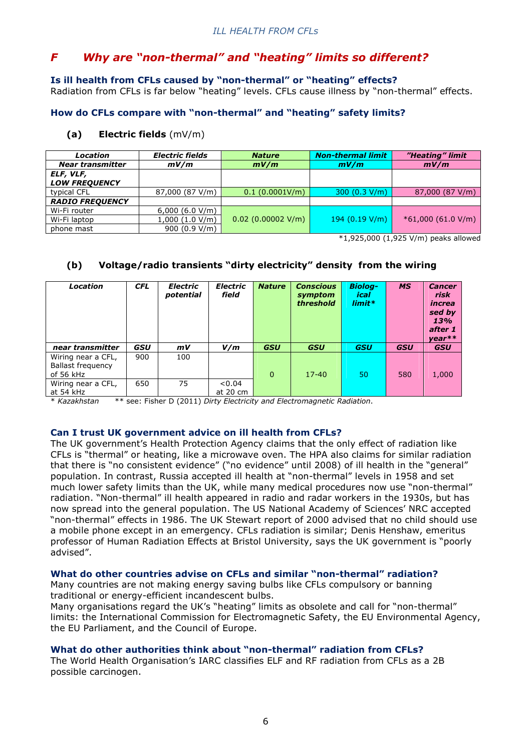## F Why are "non-thermal" and "heating" limits so different?

### Is ill health from CFLs caused by "non-thermal" or "heating" effects?

Radiation from CFLs is far below "heating" levels. CFLs cause illness by "non-thermal" effects.

### How do CFLs compare with "non-thermal" and "heating" safety limits?

#### (a) Electric fields (mV/m)

| *Location* | *Electric fields* | *Nature* | *Non-thermal limit* | *"Heating" limit* |
|---|---|---|---|---|
| ***Near transmitter*** | ***mV/m*** | ***mV/m*** | ***mV/m*** | ***mV/m*** |
| ***ELF, VLF, LOW FREQUENCY*** | | | | |
| typical CFL | 87,000 (87 V/m) | 0.1 (0.0001V/m) | 300 (0.3 V/m) | 87,000 (87 V/m) |
| ***RADIO FREQUENCY*** | | | | |
| Wi-Fi router | 6,000 (6.0 V/m) | 0.02 (0.00002 V/m) | 194 (0.19 V/m) | *61,000 (61.0 V/m) |
| Wi-Fi laptop | 1,000 (1.0 V/m) | | | |
| phone mast | 900 (0.9 V/m) | | | |

*1,925,000 (1,925 V/m) peaks allowed

#### (b) Voltage/radio transients "dirty electricity" density from the wiring

| *Location* | *CFL* | *Electric potential* | *Electric field* | *Nature* | *Conscious symptom threshold* | *Biological limit** | *MS* | *Cancer risk increased by 13% after 1 year*** |
|---|---|---|---|---|---|---|---|---|
| ***near transmitter*** | ***GSU*** | ***mV*** | ***V/m*** | ***GSU*** | ***GSU*** | ***GSU*** | ***GSU*** | ***GSU*** |
| Wiring near a CFL, Ballast frequency of 56 kHz | 900 | 100 | | 0 | 17-40 | 50 | 580 | 1,000 |
| Wiring near a CFL, at 54 kHz | 650 | 75 | <0.04 at 20 cm | | | | | |

\* *Kazakhstan* ** see: Fisher D (2011) *Dirty Electricity and Electromagnetic Radiation*.

### Can I trust UK government advice on ill health from CFLs?

The UK government's Health Protection Agency claims that the only effect of radiation like CFLs is "thermal" or heating, like a microwave oven. The HPA also claims for similar radiation that there is "no consistent evidence" ("no evidence" until 2008) of ill health in the "general" population. In contrast, Russia accepted ill health at "non-thermal" levels in 1958 and set much lower safety limits than the UK, while many medical procedures now use "non-thermal" radiation. "Non-thermal" ill health appeared in radio and radar workers in the 1930s, but has now spread into the general population. The US National Academy of Sciences' NRC accepted "non-thermal" effects in 1986. The UK Stewart report of 2000 advised that no child should use a mobile phone except in an emergency. CFLs radiation is similar; Denis Henshaw, emeritus professor of Human Radiation Effects at Bristol University, says the UK government is "poorly advised".

### What do other countries advise on CFLs and similar "non-thermal" radiation?

Many countries are not making energy saving bulbs like CFLs compulsory or banning traditional or energy-efficient incandescent bulbs.

Many organisations regard the UK's "heating" limits as obsolete and call for "non-thermal" limits: the International Commission for Electromagnetic Safety, the EU Environmental Agency, the EU Parliament, and the Council of Europe.

### What do other authorities think about "non-thermal" radiation from CFLs?

The World Health Organisation's IARC classifies ELF and RF radiation from CFLs as a 2B possible carcinogen.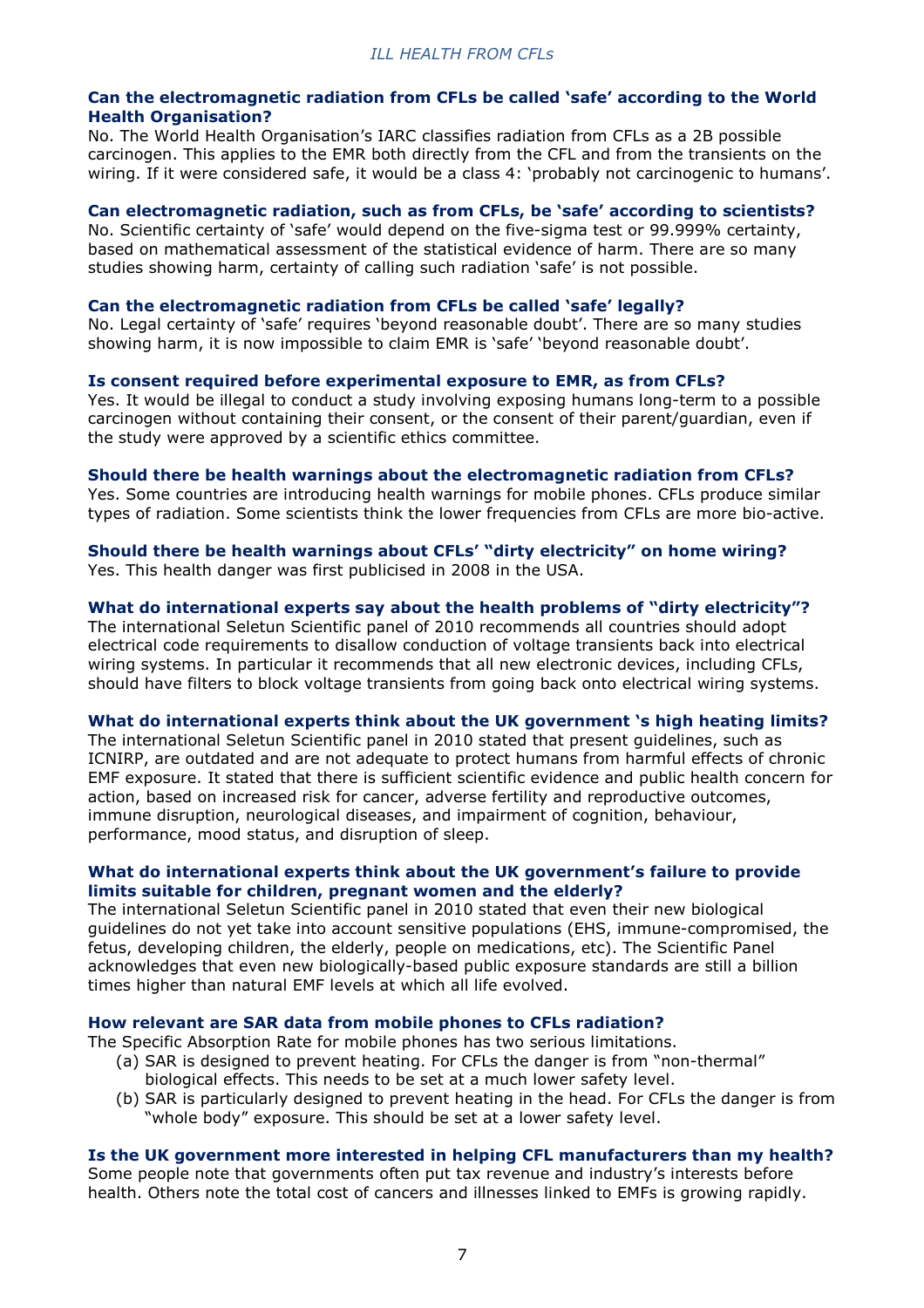**Can the electromagnetic radiation from CFLs be called 'safe' according to the World Health Organisation?**
No. The World Health Organisation's IARC classifies radiation from CFLs as a 2B possible carcinogen. This applies to the EMR both directly from the CFL and from the transients on the wiring. If it were considered safe, it would be a class 4: 'probably not carcinogenic to humans'.

**Can electromagnetic radiation, such as from CFLs, be 'safe' according to scientists?**
No. Scientific certainty of 'safe' would depend on the five-sigma test or 99.999% certainty, based on mathematical assessment of the statistical evidence of harm. There are so many studies showing harm, certainty of calling such radiation 'safe' is not possible.

**Can the electromagnetic radiation from CFLs be called 'safe' legally?**
No. Legal certainty of 'safe' requires 'beyond reasonable doubt'. There are so many studies showing harm, it is now impossible to claim EMR is 'safe' 'beyond reasonable doubt'.

**Is consent required before experimental exposure to EMR, as from CFLs?**
Yes. It would be illegal to conduct a study involving exposing humans long-term to a possible carcinogen without containing their consent, or the consent of their parent/guardian, even if the study were approved by a scientific ethics committee.

**Should there be health warnings about the electromagnetic radiation from CFLs?**
Yes. Some countries are introducing health warnings for mobile phones. CFLs produce similar types of radiation. Some scientists think the lower frequencies from CFLs are more bio-active.

**Should there be health warnings about CFLs' "dirty electricity" on home wiring?**
Yes. This health danger was first publicised in 2008 in the USA.

**What do international experts say about the health problems of "dirty electricity"?**
The international Seletun Scientific panel of 2010 recommends all countries should adopt electrical code requirements to disallow conduction of voltage transients back into electrical wiring systems. In particular it recommends that all new electronic devices, including CFLs, should have filters to block voltage transients from going back onto electrical wiring systems.

**What do international experts think about the UK government 's high heating limits?**
The international Seletun Scientific panel in 2010 stated that present guidelines, such as ICNIRP, are outdated and are not adequate to protect humans from harmful effects of chronic EMF exposure. It stated that there is sufficient scientific evidence and public health concern for action, based on increased risk for cancer, adverse fertility and reproductive outcomes, immune disruption, neurological diseases, and impairment of cognition, behaviour, performance, mood status, and disruption of sleep.

**What do international experts think about the UK government's failure to provide limits suitable for children, pregnant women and the elderly?**
The international Seletun Scientific panel in 2010 stated that even their new biological guidelines do not yet take into account sensitive populations (EHS, immune-compromised, the fetus, developing children, the elderly, people on medications, etc). The Scientific Panel acknowledges that even new biologically-based public exposure standards are still a billion times higher than natural EMF levels at which all life evolved.

**How relevant are SAR data from mobile phones to CFLs radiation?**
The Specific Absorption Rate for mobile phones has two serious limitations.

(a) SAR is designed to prevent heating. For CFLs the danger is from "non-thermal" biological effects. This needs to be set at a much lower safety level.
(b) SAR is particularly designed to prevent heating in the head. For CFLs the danger is from "whole body" exposure. This should be set at a lower safety level.

**Is the UK government more interested in helping CFL manufacturers than my health?**
Some people note that governments often put tax revenue and industry's interests before health. Others note the total cost of cancers and illnesses linked to EMFs is growing rapidly.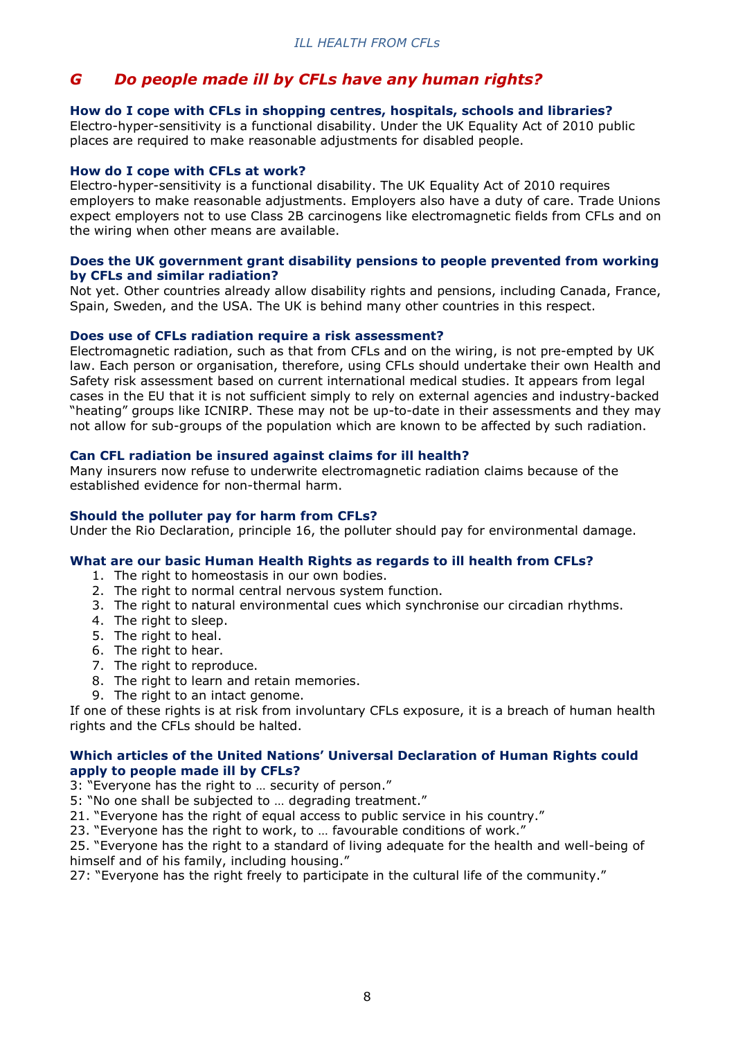## *G Do people made ill by CFLs have any human rights?*

**How do I cope with CFLs in shopping centres, hospitals, schools and libraries?**
Electro-hyper-sensitivity is a functional disability. Under the UK Equality Act of 2010 public places are required to make reasonable adjustments for disabled people.

**How do I cope with CFLs at work?**
Electro-hyper-sensitivity is a functional disability. The UK Equality Act of 2010 requires employers to make reasonable adjustments. Employers also have a duty of care. Trade Unions expect employers not to use Class 2B carcinogens like electromagnetic fields from CFLs and on the wiring when other means are available.

**Does the UK government grant disability pensions to people prevented from working by CFLs and similar radiation?**
Not yet. Other countries already allow disability rights and pensions, including Canada, France, Spain, Sweden, and the USA. The UK is behind many other countries in this respect.

**Does use of CFLs radiation require a risk assessment?**
Electromagnetic radiation, such as that from CFLs and on the wiring, is not pre-empted by UK law. Each person or organisation, therefore, using CFLs should undertake their own Health and Safety risk assessment based on current international medical studies. It appears from legal cases in the EU that it is not sufficient simply to rely on external agencies and industry-backed "heating" groups like ICNIRP. These may not be up-to-date in their assessments and they may not allow for sub-groups of the population which are known to be affected by such radiation.

**Can CFL radiation be insured against claims for ill health?**
Many insurers now refuse to underwrite electromagnetic radiation claims because of the established evidence for non-thermal harm.

**Should the polluter pay for harm from CFLs?**
Under the Rio Declaration, principle 16, the polluter should pay for environmental damage.

**What are our basic Human Health Rights as regards to ill health from CFLs?**

1. The right to homeostasis in our own bodies.
2. The right to normal central nervous system function.
3. The right to natural environmental cues which synchronise our circadian rhythms.
4. The right to sleep.
5. The right to heal.
6. The right to hear.
7. The right to reproduce.
8. The right to learn and retain memories.
9. The right to an intact genome.

If one of these rights is at risk from involuntary CFLs exposure, it is a breach of human health rights and the CFLs should be halted.

**Which articles of the United Nations' Universal Declaration of Human Rights could apply to people made ill by CFLs?**
3: "Everyone has the right to … security of person."
5: "No one shall be subjected to … degrading treatment."
21. "Everyone has the right of equal access to public service in his country."
23. "Everyone has the right to work, to … favourable conditions of work."
25. "Everyone has the right to a standard of living adequate for the health and well-being of himself and of his family, including housing."
27: "Everyone has the right freely to participate in the cultural life of the community."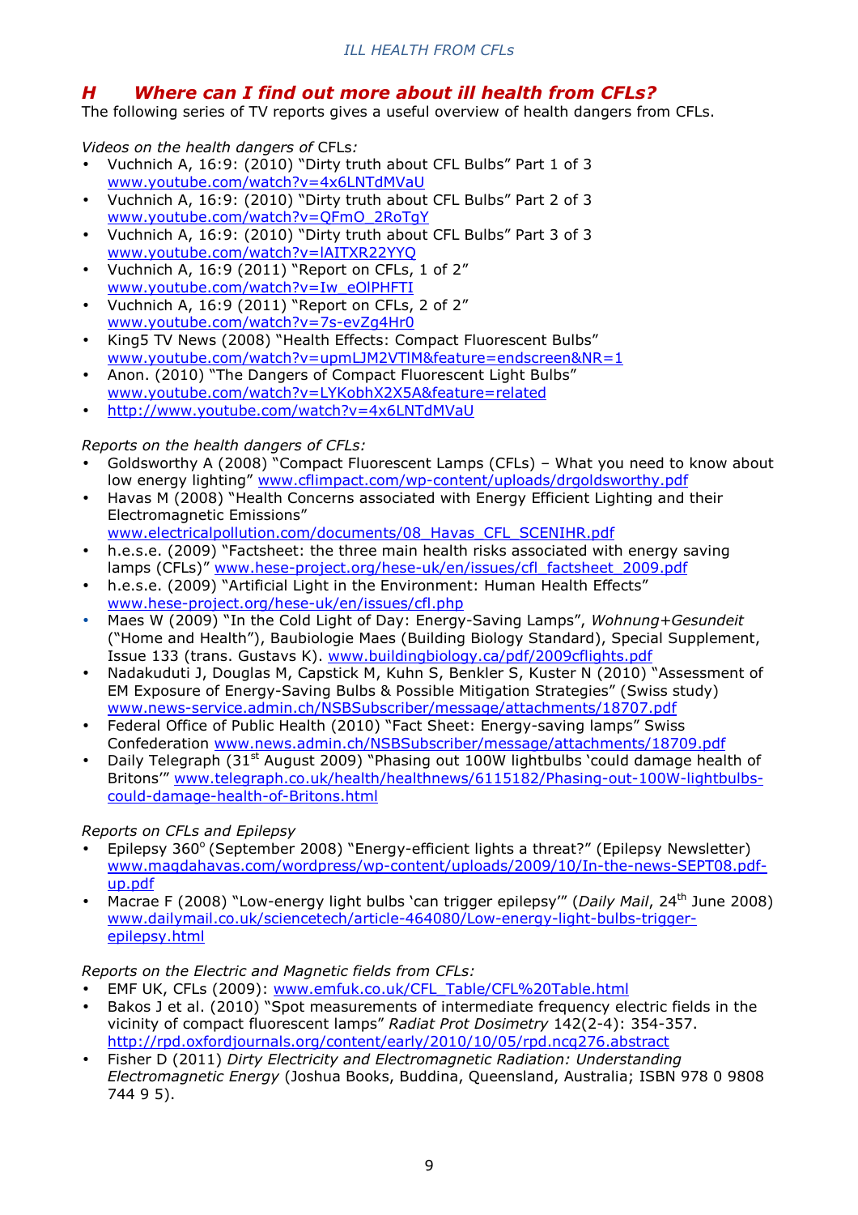## H Where can I find out more about ill health from CFLs?

The following series of TV reports gives a useful overview of health dangers from CFLs.

*Videos on the health dangers of* CFLs:

- Vuchnich A, 16:9: (2010) "Dirty truth about CFL Bulbs" Part 1 of 3 www.youtube.com/watch?v=4x6LNTdMVaU
- Vuchnich A, 16:9: (2010) "Dirty truth about CFL Bulbs" Part 2 of 3 www.youtube.com/watch?v=QFmO_2RoTgY
- Vuchnich A, 16:9: (2010) "Dirty truth about CFL Bulbs" Part 3 of 3 www.youtube.com/watch?v=lAITXR22YYQ
- Vuchnich A, 16:9 (2011) "Report on CFLs, 1 of 2" www.youtube.com/watch?v=Iw_eOlPHFTI
- Vuchnich A, 16:9 (2011) "Report on CFLs, 2 of 2" www.youtube.com/watch?v=7s-evZg4Hr0
- King5 TV News (2008) "Health Effects: Compact Fluorescent Bulbs" www.youtube.com/watch?v=upmLJM2VTlM&feature=endscreen&NR=1
- Anon. (2010) "The Dangers of Compact Fluorescent Light Bulbs" www.youtube.com/watch?v=LYKobhX2X5A&feature=related
- http://www.youtube.com/watch?v=4x6LNTdMVaU

*Reports on the health dangers of CFLs:*

- Goldsworthy A (2008) "Compact Fluorescent Lamps (CFLs) – What you need to know about low energy lighting" www.cflimpact.com/wp-content/uploads/drgoldsworthy.pdf
- Havas M (2008) "Health Concerns associated with Energy Efficient Lighting and their Electromagnetic Emissions" www.electricalpollution.com/documents/08_Havas_CFL_SCENIHR.pdf
- h.e.s.e. (2009) "Factsheet: the three main health risks associated with energy saving lamps (CFLs)" www.hese-project.org/hese-uk/en/issues/cfl_factsheet_2009.pdf
- h.e.s.e. (2009) "Artificial Light in the Environment: Human Health Effects" www.hese-project.org/hese-uk/en/issues/cfl.php
- Maes W (2009) "In the Cold Light of Day: Energy-Saving Lamps", *Wohnung+Gesundeit* ("Home and Health"), Baubiologie Maes (Building Biology Standard), Special Supplement, Issue 133 (trans. Gustavs K). www.buildingbiology.ca/pdf/2009cflights.pdf
- Nadakuduti J, Douglas M, Capstick M, Kuhn S, Benkler S, Kuster N (2010) "Assessment of EM Exposure of Energy-Saving Bulbs & Possible Mitigation Strategies" (Swiss study) www.news-service.admin.ch/NSBSubscriber/message/attachments/18707.pdf
- Federal Office of Public Health (2010) "Fact Sheet: Energy-saving lamps" Swiss Confederation www.news.admin.ch/NSBSubscriber/message/attachments/18709.pdf
- Daily Telegraph (31st August 2009) "Phasing out 100W lightbulbs 'could damage health of Britons'" www.telegraph.co.uk/health/healthnews/6115182/Phasing-out-100W-lightbulbs-could-damage-health-of-Britons.html

*Reports on CFLs and Epilepsy*

- Epilepsy 360° (September 2008) "Energy-efficient lights a threat?" (Epilepsy Newsletter) www.magdahavas.com/wordpress/wp-content/uploads/2009/10/In-the-news-SEPT08.pdf-up.pdf
- Macrae F (2008) "Low-energy light bulbs 'can trigger epilepsy'" (*Daily Mail*, 24th June 2008) www.dailymail.co.uk/sciencetech/article-464080/Low-energy-light-bulbs-trigger-epilepsy.html

*Reports on the Electric and Magnetic fields from CFLs:*

- EMF UK, CFLs (2009): www.emfuk.co.uk/CFL_Table/CFL%20Table.html
- Bakos J et al. (2010) "Spot measurements of intermediate frequency electric fields in the vicinity of compact fluorescent lamps" *Radiat Prot Dosimetry* 142(2-4): 354-357. http://rpd.oxfordjournals.org/content/early/2010/10/05/rpd.ncq276.abstract
- Fisher D (2011) *Dirty Electricity and Electromagnetic Radiation: Understanding Electromagnetic Energy* (Joshua Books, Buddina, Queensland, Australia; ISBN 978 0 9808 744 9 5).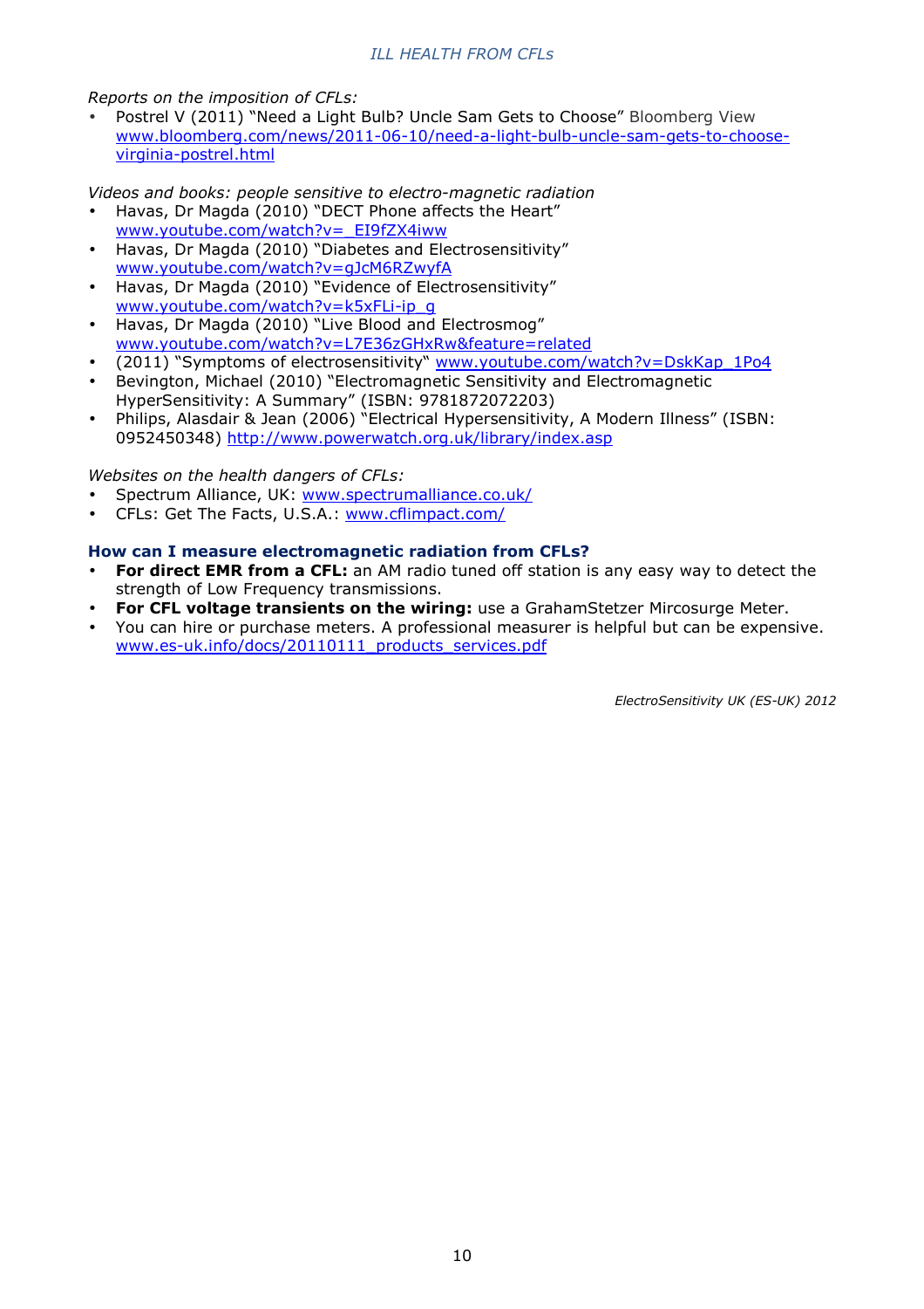*Reports on the imposition of CFLs:*

- Postrel V (2011) "Need a Light Bulb? Uncle Sam Gets to Choose" Bloomberg View www.bloomberg.com/news/2011-06-10/need-a-light-bulb-uncle-sam-gets-to-choose-virginia-postrel.html

*Videos and books: people sensitive to electro-magnetic radiation*

- Havas, Dr Magda (2010) "DECT Phone affects the Heart" www.youtube.com/watch?v=_EI9fZX4iww
- Havas, Dr Magda (2010) "Diabetes and Electrosensitivity" www.youtube.com/watch?v=gJcM6RZwyfA
- Havas, Dr Magda (2010) "Evidence of Electrosensitivity" www.youtube.com/watch?v=k5xFLi-ip_g
- Havas, Dr Magda (2010) "Live Blood and Electrosmog" www.youtube.com/watch?v=L7E36zGHxRw&feature=related
- (2011) "Symptoms of electrosensitivity" www.youtube.com/watch?v=DskKap_1Po4
- Bevington, Michael (2010) "Electromagnetic Sensitivity and Electromagnetic HyperSensitivity: A Summary" (ISBN: 9781872072203)
- Philips, Alasdair & Jean (2006) "Electrical Hypersensitivity, A Modern Illness" (ISBN: 0952450348) http://www.powerwatch.org.uk/library/index.asp

*Websites on the health dangers of CFLs:*

- Spectrum Alliance, UK: www.spectrumalliance.co.uk/
- CFLs: Get The Facts, U.S.A.: www.cflimpact.com/

### How can I measure electromagnetic radiation from CFLs?

- **For direct EMR from a CFL:** an AM radio tuned off station is any easy way to detect the strength of Low Frequency transmissions.
- **For CFL voltage transients on the wiring:** use a GrahamStetzer Mircosurge Meter.
- You can hire or purchase meters. A professional measurer is helpful but can be expensive. www.es-uk.info/docs/20110111_products_services.pdf

*ElectroSensitivity UK (ES-UK) 2012*